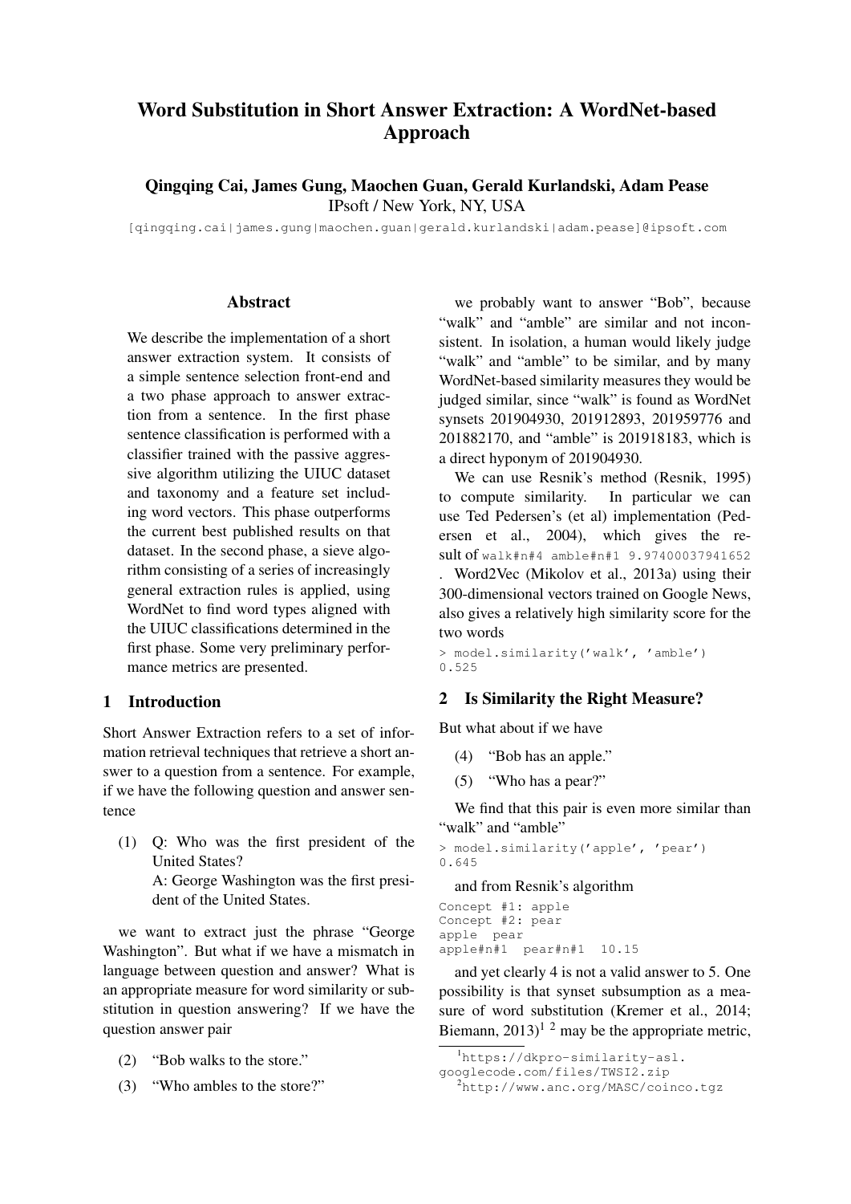# Word Substitution in Short Answer Extraction: A WordNet-based Approach

**Qingqing Cai, James Gung, Maochen Guan, Gerald Kurlandski, Adam Pease**
IPsoft / New York, NY, USA
[qingqing.cai|james.gung|maochen.guan|gerald.kurlandski|adam.pease]@ipsoft.com

## Abstract

We describe the implementation of a short answer extraction system. It consists of a simple sentence selection front-end and a two phase approach to answer extraction from a sentence. In the first phase sentence classification is performed with a classifier trained with the passive aggressive algorithm utilizing the UIUC dataset and taxonomy and a feature set including word vectors. This phase outperforms the current best published results on that dataset. In the second phase, a sieve algorithm consisting of a series of increasingly general extraction rules is applied, using WordNet to find word types aligned with the UIUC classifications determined in the first phase. Some very preliminary performance metrics are presented.

## 1 Introduction

Short Answer Extraction refers to a set of information retrieval techniques that retrieve a short answer to a question from a sentence. For example, if we have the following question and answer sentence

(1) Q: Who was the first president of the United States?
A: George Washington was the first president of the United States.

we want to extract just the phrase "George Washington". But what if we have a mismatch in language between question and answer? What is an appropriate measure for word similarity or substitution in question answering? If we have the question answer pair

(2) "Bob walks to the store."

(3) "Who ambles to the store?"

we probably want to answer "Bob", because "walk" and "amble" are similar and not inconsistent. In isolation, a human would likely judge "walk" and "amble" to be similar, and by many WordNet-based similarity measures they would be judged similar, since "walk" is found as WordNet synsets 201904930, 201912893, 201959776 and 201882170, and "amble" is 201918183, which is a direct hyponym of 201904930.

We can use Resnik's method (Resnik, 1995) to compute similarity. In particular we can use Ted Pedersen's (et al) implementation (Pedersen et al., 2004), which gives the result of `walk#n#4 amble#n#1 9.97400037941652` . Word2Vec (Mikolov et al., 2013a) using their 300-dimensional vectors trained on Google News, also gives a relatively high similarity score for the two words

```
> model.similarity('walk', 'amble')
0.525
```

## 2 Is Similarity the Right Measure?

But what about if we have

(4) "Bob has an apple."

(5) "Who has a pear?"

We find that this pair is even more similar than "walk" and "amble"

```
> model.similarity('apple', 'pear')
0.645
```

and from Resnik's algorithm

```
Concept #1: apple
Concept #2: pear
apple  pear
apple#n#1  pear#n#1  10.15
```

and yet clearly 4 is not a valid answer to 5. One possibility is that synset subsumption as a measure of word substitution (Kremer et al., 2014; Biemann, 2013)[1] [2] may be the appropriate metric,

[1] https://dkpro-similarity-asl.googlecode.com/files/TWSI2.zip
[2] http://www.anc.org/MASC/coinco.tgz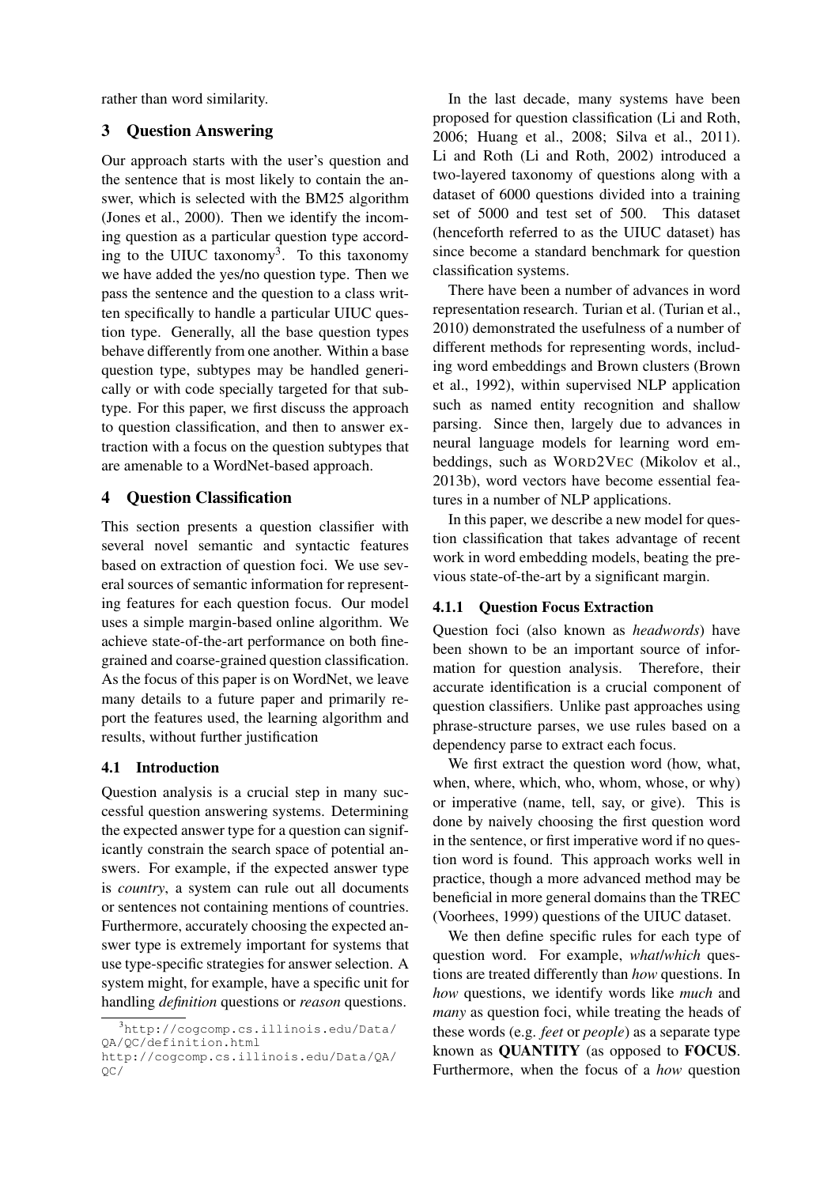rather than word similarity.

## 3 Question Answering

Our approach starts with the user's question and the sentence that is most likely to contain the answer, which is selected with the BM25 algorithm (Jones et al., 2000). Then we identify the incoming question as a particular question type according to the UIUC taxonomy[3]. To this taxonomy we have added the yes/no question type. Then we pass the sentence and the question to a class written specifically to handle a particular UIUC question type. Generally, all the base question types behave differently from one another. Within a base question type, subtypes may be handled generically or with code specially targeted for that subtype. For this paper, we first discuss the approach to question classification, and then to answer extraction with a focus on the question subtypes that are amenable to a WordNet-based approach.

## 4 Question Classification

This section presents a question classifier with several novel semantic and syntactic features based on extraction of question foci. We use several sources of semantic information for representing features for each question focus. Our model uses a simple margin-based online algorithm. We achieve state-of-the-art performance on both fine-grained and coarse-grained question classification. As the focus of this paper is on WordNet, we leave many details to a future paper and primarily report the features used, the learning algorithm and results, without further justification

### 4.1 Introduction

Question analysis is a crucial step in many successful question answering systems. Determining the expected answer type for a question can significantly constrain the search space of potential answers. For example, if the expected answer type is *country*, a system can rule out all documents or sentences not containing mentions of countries. Furthermore, accurately choosing the expected answer type is extremely important for systems that use type-specific strategies for answer selection. A system might, for example, have a specific unit for handling *definition* questions or *reason* questions.

In the last decade, many systems have been proposed for question classification (Li and Roth, 2006; Huang et al., 2008; Silva et al., 2011). Li and Roth (Li and Roth, 2002) introduced a two-layered taxonomy of questions along with a dataset of 6000 questions divided into a training set of 5000 and test set of 500. This dataset (henceforth referred to as the UIUC dataset) has since become a standard benchmark for question classification systems.

There have been a number of advances in word representation research. Turian et al. (Turian et al., 2010) demonstrated the usefulness of a number of different methods for representing words, including word embeddings and Brown clusters (Brown et al., 1992), within supervised NLP application such as named entity recognition and shallow parsing. Since then, largely due to advances in neural language models for learning word embeddings, such as WORD2VEC (Mikolov et al., 2013b), word vectors have become essential features in a number of NLP applications.

In this paper, we describe a new model for question classification that takes advantage of recent work in word embedding models, beating the previous state-of-the-art by a significant margin.

#### 4.1.1 Question Focus Extraction

Question foci (also known as *headwords*) have been shown to be an important source of information for question analysis. Therefore, their accurate identification is a crucial component of question classifiers. Unlike past approaches using phrase-structure parses, we use rules based on a dependency parse to extract each focus.

We first extract the question word (how, what, when, where, which, who, whom, whose, or why) or imperative (name, tell, say, or give). This is done by naively choosing the first question word in the sentence, or first imperative word if no question word is found. This approach works well in practice, though a more advanced method may be beneficial in more general domains than the TREC (Voorhees, 1999) questions of the UIUC dataset.

We then define specific rules for each type of question word. For example, *what*/*which* questions are treated differently than *how* questions. In *how* questions, we identify words like *much* and *many* as question foci, while treating the heads of these words (e.g. *feet* or *people*) as a separate type known as **QUANTITY** (as opposed to **FOCUS**. Furthermore, when the focus of a *how* question

[3] http://cogcomp.cs.illinois.edu/Data/QA/QC/definition.html http://cogcomp.cs.illinois.edu/Data/QA/QC/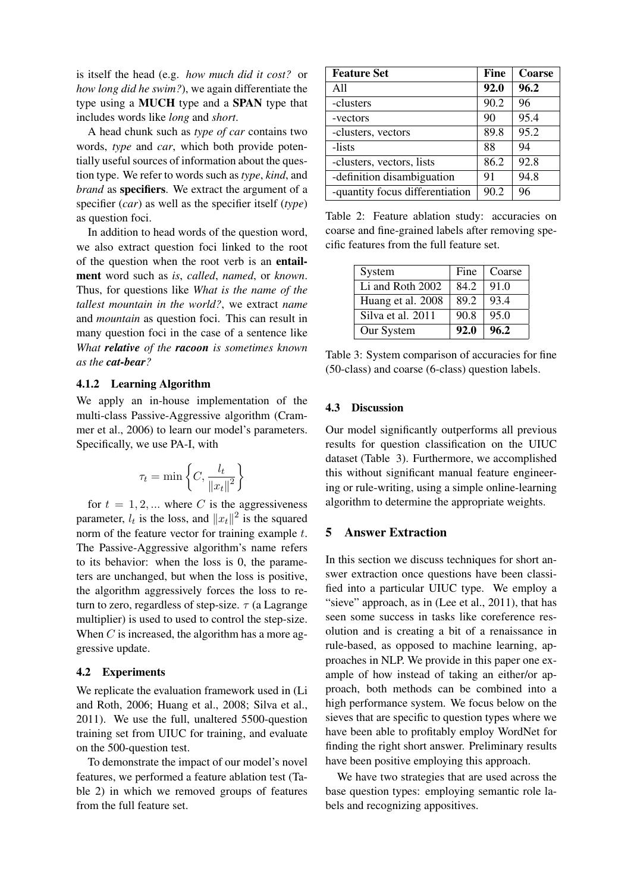is itself the head (e.g. *how much did it cost?* or *how long did he swim?*), we again differentiate the type using a **MUCH** type and a **SPAN** type that includes words like *long* and *short*.

A head chunk such as *type of car* contains two words, *type* and *car*, which both provide potentially useful sources of information about the question type. We refer to words such as *type*, *kind*, and *brand* as **specifiers**. We extract the argument of a specifier (*car*) as well as the specifier itself (*type*) as question foci.

In addition to head words of the question word, we also extract question foci linked to the root of the question when the root verb is an **entailment** word such as *is*, *called*, *named*, or *known*. Thus, for questions like *What is the name of the tallest mountain in the world?*, we extract *name* and *mountain* as question foci. This can result in many question foci in the case of a sentence like *What **relative** of the **racoon** is sometimes known as the **cat-bear**?*

#### 4.1.2 Learning Algorithm

We apply an in-house implementation of the multi-class Passive-Aggressive algorithm (Crammer et al., 2006) to learn our model's parameters. Specifically, we use PA-I, with

$$\tau_t = \min\left\{C, \frac{l_t}{\|x_t\|^2}\right\}$$

for $t = 1, 2, ...$ where $C$ is the aggressiveness parameter, $l_t$ is the loss, and $\|x_t\|^2$ is the squared norm of the feature vector for training example $t$. The Passive-Aggressive algorithm's name refers to its behavior: when the loss is 0, the parameters are unchanged, but when the loss is positive, the algorithm aggressively forces the loss to return to zero, regardless of step-size. $\tau$ (a Lagrange multiplier) is used to used to control the step-size. When $C$ is increased, the algorithm has a more aggressive update.

### 4.2 Experiments

We replicate the evaluation framework used in (Li and Roth, 2006; Huang et al., 2008; Silva et al., 2011). We use the full, unaltered 5500-question training set from UIUC for training, and evaluate on the 500-question test.

To demonstrate the impact of our model's novel features, we performed a feature ablation test (Table 2) in which we removed groups of features from the full feature set.

| Feature Set | Fine | Coarse |
|---|---|---|
| All | **92.0** | **96.2** |
| -clusters | 90.2 | 96 |
| -vectors | 90 | 95.4 |
| -clusters, vectors | 89.8 | 95.2 |
| -lists | 88 | 94 |
| -clusters, vectors, lists | 86.2 | 92.8 |
| -definition disambiguation | 91 | 94.8 |
| -quantity focus differentiation | 90.2 | 96 |

Table 2: Feature ablation study: accuracies on coarse and fine-grained labels after removing specific features from the full feature set.

| System | Fine | Coarse |
|---|---|---|
| Li and Roth 2002 | 84.2 | 91.0 |
| Huang et al. 2008 | 89.2 | 93.4 |
| Silva et al. 2011 | 90.8 | 95.0 |
| Our System | **92.0** | **96.2** |

Table 3: System comparison of accuracies for fine (50-class) and coarse (6-class) question labels.

### 4.3 Discussion

Our model significantly outperforms all previous results for question classification on the UIUC dataset (Table 3). Furthermore, we accomplished this without significant manual feature engineering or rule-writing, using a simple online-learning algorithm to determine the appropriate weights.

## 5 Answer Extraction

In this section we discuss techniques for short answer extraction once questions have been classified into a particular UIUC type. We employ a "sieve" approach, as in (Lee et al., 2011), that has seen some success in tasks like coreference resolution and is creating a bit of a renaissance in rule-based, as opposed to machine learning, approaches in NLP. We provide in this paper one example of how instead of taking an either/or approach, both methods can be combined into a high performance system. We focus below on the sieves that are specific to question types where we have been able to profitably employ WordNet for finding the right short answer. Preliminary results have been positive employing this approach.

We have two strategies that are used across the base question types: employing semantic role labels and recognizing appositives.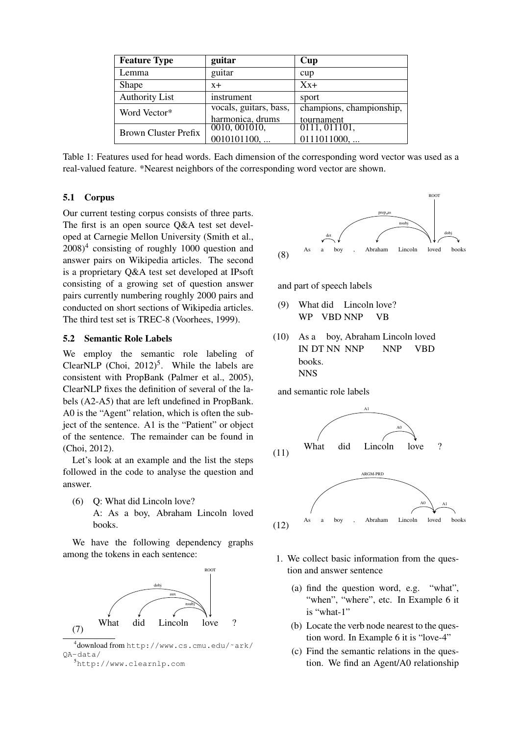| Feature Type | guitar | Cup |
| --- | --- | --- |
| Lemma | guitar | cup |
| Shape | x+ | Xx+ |
| Authority List | instrument | sport |
| Word Vector* | vocals, guitars, bass, harmonica, drums | champions, championship, tournament |
| Brown Cluster Prefix | 0010, 001010, 0010101100, ... | 0111, 011101, 0111011000, ... |

Table 1: Features used for head words. Each dimension of the corresponding word vector was used as a real-valued feature. *Nearest neighbors of the corresponding word vector are shown.

### 5.1 Corpus

Our current testing corpus consists of three parts. The first is an open source Q&A test set developed at Carnegie Mellon University (Smith et al., 2008)[4] consisting of roughly 1000 question and answer pairs on Wikipedia articles. The second is a proprietary Q&A test set developed at IPsoft consisting of a growing set of question answer pairs currently numbering roughly 2000 pairs and conducted on short sections of Wikipedia articles. The third test set is TREC-8 (Voorhees, 1999).

### 5.2 Semantic Role Labels

We employ the semantic role labeling of ClearNLP (Choi, 2012)[5]. While the labels are consistent with PropBank (Palmer et al., 2005), ClearNLP fixes the definition of several of the labels (A2-A5) that are left undefined in PropBank. A0 is the "Agent" relation, which is often the subject of the sentence. A1 is the "Patient" or object of the sentence. The remainder can be found in (Choi, 2012).

Let's look at an example and the list the steps followed in the code to analyse the question and answer.

(6) Q: What did Lincoln love?
A: As a boy, Abraham Lincoln loved books.

We have the following dependency graphs among the tokens in each sentence:

(7) What did Lincoln love ?
[ROOT → love; love –dobj→ What; love –aux→ did; love –nsubj→ Lincoln]

(8) As a boy , Abraham Lincoln loved books
[ROOT → loved; loved –prep_as→ boy; boy –det→ a; loved –nsubj→ Lincoln; loved –dobj→ books]

and part of speech labels

(9) What did Lincoln love?
WP VBD NNP VB

(10) As a boy, Abraham Lincoln loved books.
IN DT NN NNP NNP VBD NNS

and semantic role labels

(11) What did Lincoln love ?
[love –A1→ What; love –A0→ Lincoln]

(12) As a boy , Abraham Lincoln loved books
[loved –ARGM-PRD→ As; loved –A0→ Lincoln; loved –A1→ books]

1. We collect basic information from the question and answer sentence
   (a) find the question word, e.g. "what", "when", "where", etc. In Example 6 it is "what-1"
   (b) Locate the verb node nearest to the question word. In Example 6 it is "love-4"
   (c) Find the semantic relations in the question. We find an Agent/A0 relationship

[4] download from http://www.cs.cmu.edu/~ark/QA-data/

[5] http://www.clearnlp.com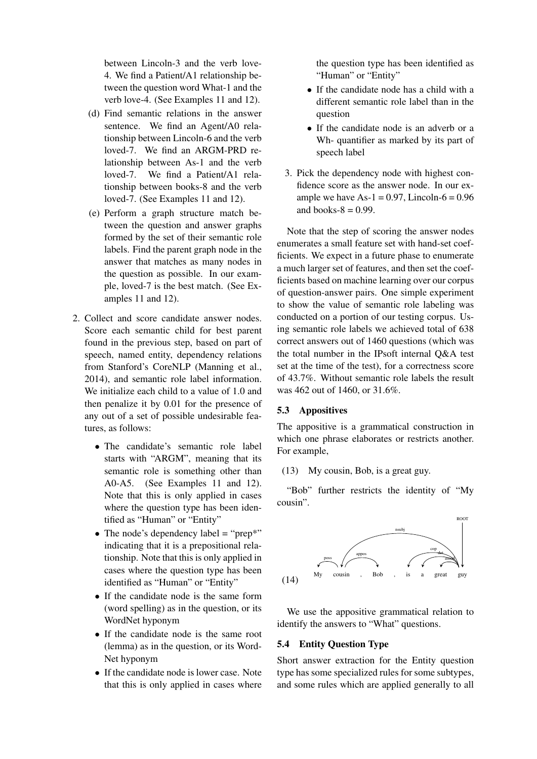between Lincoln-3 and the verb love-4. We find a Patient/A1 relationship between the question word What-1 and the verb love-4. (See Examples 11 and 12).

(d) Find semantic relations in the answer sentence. We find an Agent/A0 relationship between Lincoln-6 and the verb loved-7. We find an ARGM-PRD relationship between As-1 and the verb loved-7. We find a Patient/A1 relationship between books-8 and the verb loved-7. (See Examples 11 and 12).

(e) Perform a graph structure match between the question and answer graphs formed by the set of their semantic role labels. Find the parent graph node in the answer that matches as many nodes in the question as possible. In our example, loved-7 is the best match. (See Examples 11 and 12).

2. Collect and score candidate answer nodes. Score each semantic child for best parent found in the previous step, based on part of speech, named entity, dependency relations from Stanford's CoreNLP (Manning et al., 2014), and semantic role label information. We initialize each child to a value of 1.0 and then penalize it by 0.01 for the presence of any out of a set of possible undesirable features, as follows:

   - The candidate's semantic role label starts with "ARGM", meaning that its semantic role is something other than A0-A5. (See Examples 11 and 12). Note that this is only applied in cases where the question type has been identified as "Human" or "Entity"
   - The node's dependency label = "prep*" indicating that it is a prepositional relationship. Note that this is only applied in cases where the question type has been identified as "Human" or "Entity"
   - If the candidate node is the same form (word spelling) as in the question, or its WordNet hyponym
   - If the candidate node is the same root (lemma) as in the question, or its WordNet hyponym
   - If the candidate node is lower case. Note that this is only applied in cases where the question type has been identified as "Human" or "Entity"
   - If the candidate node has a child with a different semantic role label than in the question
   - If the candidate node is an adverb or a Wh- quantifier as marked by its part of speech label

3. Pick the dependency node with highest confidence score as the answer node. In our example we have As-1 = 0.97, Lincoln-6 = 0.96 and books-8 = 0.99.

Note that the step of scoring the answer nodes enumerates a small feature set with hand-set coefficients. We expect in a future phase to enumerate a much larger set of features, and then set the coefficients based on machine learning over our corpus of question-answer pairs. One simple experiment to show the value of semantic role labeling was conducted on a portion of our testing corpus. Using semantic role labels we achieved total of 638 correct answers out of 1460 questions (which was the total number in the IPsoft internal Q&A test set at the time of the test), for a correctness score of 43.7%. Without semantic role labels the result was 462 out of 1460, or 31.6%.

### 5.3 Appositives

The appositive is a grammatical construction in which one phrase elaborates or restricts another. For example,

(13) My cousin, Bob, is a great guy.

"Bob" further restricts the identity of "My cousin".

(14) My cousin , Bob , is a great guy
[Dependency arcs: ROOT→guy; nsubj(guy, cousin); poss(cousin, My); appos(cousin, Bob); cop(guy, is); det(guy, a); amod(guy, great)]

We use the appositive grammatical relation to identify the answers to "What" questions.

### 5.4 Entity Question Type

Short answer extraction for the Entity question type has some specialized rules for some subtypes, and some rules which are applied generally to all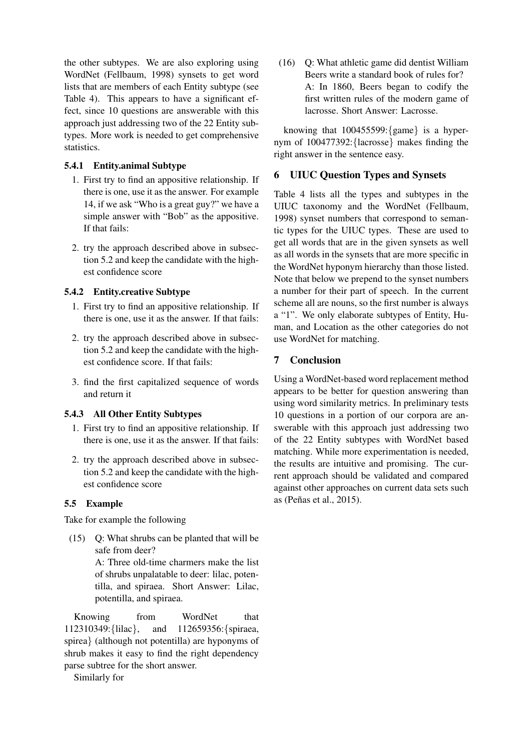the other subtypes. We are also exploring using WordNet (Fellbaum, 1998) synsets to get word lists that are members of each Entity subtype (see Table 4). This appears to have a significant effect, since 10 questions are answerable with this approach just addressing two of the 22 Entity subtypes. More work is needed to get comprehensive statistics.

#### 5.4.1 Entity.animal Subtype

1. First try to find an appositive relationship. If there is one, use it as the answer. For example 14, if we ask "Who is a great guy?" we have a simple answer with "Bob" as the appositive. If that fails:

2. try the approach described above in subsection 5.2 and keep the candidate with the highest confidence score

#### 5.4.2 Entity.creative Subtype

1. First try to find an appositive relationship. If there is one, use it as the answer. If that fails:

2. try the approach described above in subsection 5.2 and keep the candidate with the highest confidence score. If that fails:

3. find the first capitalized sequence of words and return it

#### 5.4.3 All Other Entity Subtypes

1. First try to find an appositive relationship. If there is one, use it as the answer. If that fails:

2. try the approach described above in subsection 5.2 and keep the candidate with the highest confidence score

### 5.5 Example

Take for example the following

(15) Q: What shrubs can be planted that will be safe from deer?
A: Three old-time charmers make the list of shrubs unpalatable to deer: lilac, potentilla, and spiraea. Short Answer: Lilac, potentilla, and spiraea.

Knowing from WordNet that 112310349:{lilac}, and 112659356:{spiraea, spirea} (although not potentilla) are hyponyms of shrub makes it easy to find the right dependency parse subtree for the short answer.

Similarly for

(16) Q: What athletic game did dentist William Beers write a standard book of rules for?
A: In 1860, Beers began to codify the first written rules of the modern game of lacrosse. Short Answer: Lacrosse.

knowing that 100455599:{game} is a hypernym of 100477392:{lacrosse} makes finding the right answer in the sentence easy.

## 6 UIUC Question Types and Synsets

Table 4 lists all the types and subtypes in the UIUC taxonomy and the WordNet (Fellbaum, 1998) synset numbers that correspond to semantic types for the UIUC types. These are used to get all words that are in the given synsets as well as all words in the synsets that are more specific in the WordNet hyponym hierarchy than those listed. Note that below we prepend to the synset numbers a number for their part of speech. In the current scheme all are nouns, so the first number is always a "1". We only elaborate subtypes of Entity, Human, and Location as the other categories do not use WordNet for matching.

## 7 Conclusion

Using a WordNet-based word replacement method appears to be better for question answering than using word similarity metrics. In preliminary tests 10 questions in a portion of our corpora are answerable with this approach just addressing two of the 22 Entity subtypes with WordNet based matching. While more experimentation is needed, the results are intuitive and promising. The current approach should be validated and compared against other approaches on current data sets such as (Peñas et al., 2015).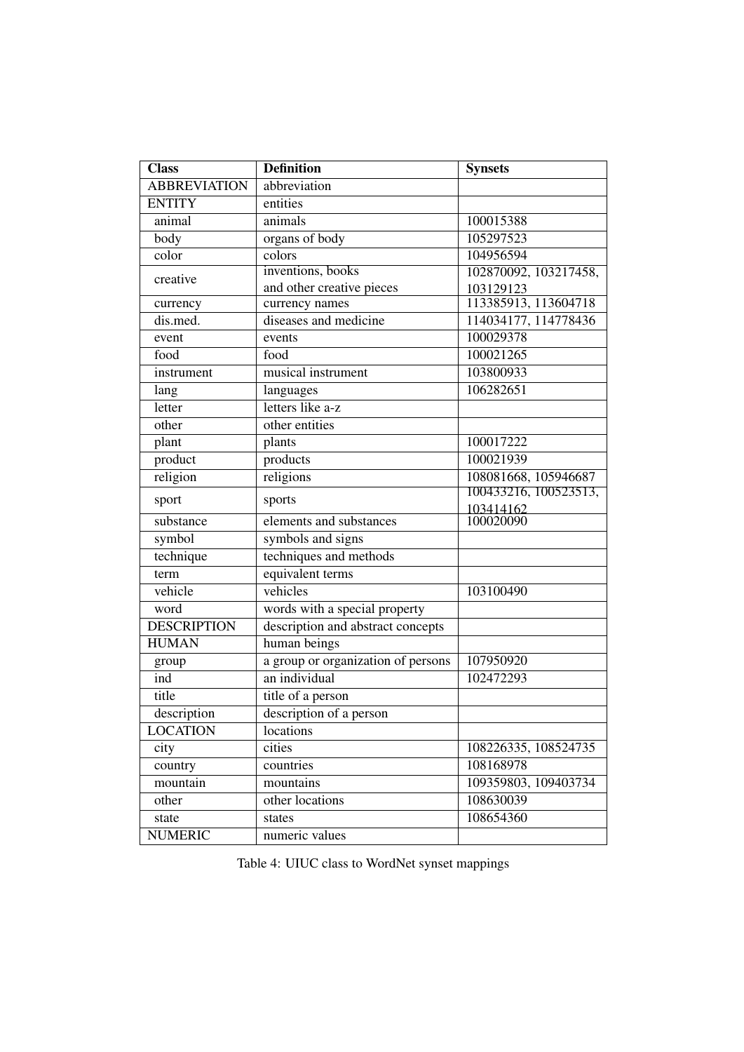| Class | Definition | Synsets |
|---|---|---|
| ABBREVIATION | abbreviation | |
| ENTITY | entities | |
| animal | animals | 100015388 |
| body | organs of body | 105297523 |
| color | colors | 104956594 |
| creative | inventions, books and other creative pieces | 102870092, 103217458, 103129123 |
| currency | currency names | 113385913, 113604718 |
| dis.med. | diseases and medicine | 114034177, 114778436 |
| event | events | 100029378 |
| food | food | 100021265 |
| instrument | musical instrument | 103800933 |
| lang | languages | 106282651 |
| letter | letters like a-z | |
| other | other entities | |
| plant | plants | 100017222 |
| product | products | 100021939 |
| religion | religions | 108081668, 105946687 |
| sport | sports | 100433216, 100523513, 103414162 |
| substance | elements and substances | 100020090 |
| symbol | symbols and signs | |
| technique | techniques and methods | |
| term | equivalent terms | |
| vehicle | vehicles | 103100490 |
| word | words with a special property | |
| DESCRIPTION | description and abstract concepts | |
| HUMAN | human beings | |
| group | a group or organization of persons | 107950920 |
| ind | an individual | 102472293 |
| title | title of a person | |
| description | description of a person | |
| LOCATION | locations | |
| city | cities | 108226335, 108524735 |
| country | countries | 108168978 |
| mountain | mountains | 109359803, 109403734 |
| other | other locations | 108630039 |
| state | states | 108654360 |
| NUMERIC | numeric values | |

Table 4: UIUC class to WordNet synset mappings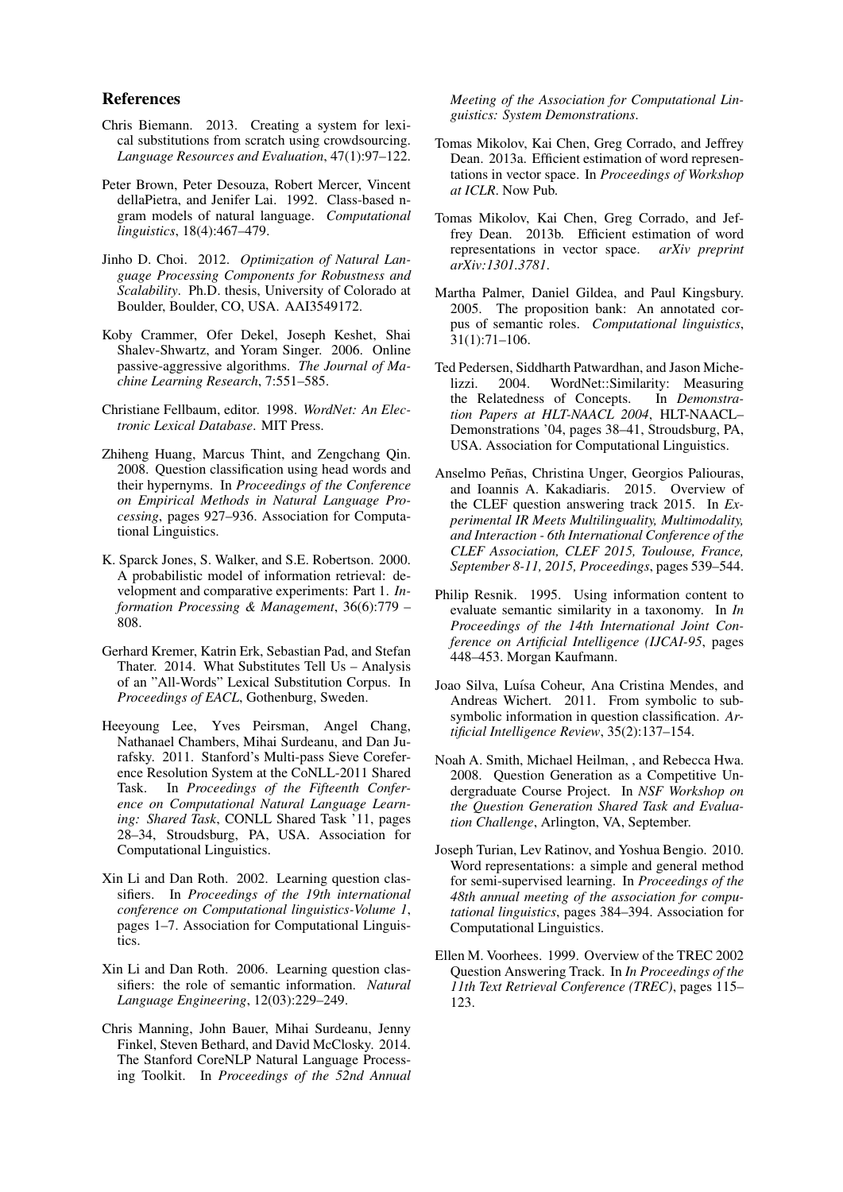## References

Chris Biemann. 2013. Creating a system for lexical substitutions from scratch using crowdsourcing. *Language Resources and Evaluation*, 47(1):97–122.

Peter Brown, Peter Desouza, Robert Mercer, Vincent dellaPietra, and Jenifer Lai. 1992. Class-based n-gram models of natural language. *Computational linguistics*, 18(4):467–479.

Jinho D. Choi. 2012. *Optimization of Natural Language Processing Components for Robustness and Scalability*. Ph.D. thesis, University of Colorado at Boulder, Boulder, CO, USA. AAI3549172.

Koby Crammer, Ofer Dekel, Joseph Keshet, Shai Shalev-Shwartz, and Yoram Singer. 2006. Online passive-aggressive algorithms. *The Journal of Machine Learning Research*, 7:551–585.

Christiane Fellbaum, editor. 1998. *WordNet: An Electronic Lexical Database*. MIT Press.

Zhiheng Huang, Marcus Thint, and Zengchang Qin. 2008. Question classification using head words and their hypernyms. In *Proceedings of the Conference on Empirical Methods in Natural Language Processing*, pages 927–936. Association for Computational Linguistics.

K. Sparck Jones, S. Walker, and S.E. Robertson. 2000. A probabilistic model of information retrieval: development and comparative experiments: Part 1. *Information Processing & Management*, 36(6):779 – 808.

Gerhard Kremer, Katrin Erk, Sebastian Pad, and Stefan Thater. 2014. What Substitutes Tell Us – Analysis of an "All-Words" Lexical Substitution Corpus. In *Proceedings of EACL*, Gothenburg, Sweden.

Heeyoung Lee, Yves Peirsman, Angel Chang, Nathanael Chambers, Mihai Surdeanu, and Dan Jurafsky. 2011. Stanford's Multi-pass Sieve Coreference Resolution System at the CoNLL-2011 Shared Task. In *Proceedings of the Fifteenth Conference on Computational Natural Language Learning: Shared Task*, CONLL Shared Task '11, pages 28–34, Stroudsburg, PA, USA. Association for Computational Linguistics.

Xin Li and Dan Roth. 2002. Learning question classifiers. In *Proceedings of the 19th international conference on Computational linguistics-Volume 1*, pages 1–7. Association for Computational Linguistics.

Xin Li and Dan Roth. 2006. Learning question classifiers: the role of semantic information. *Natural Language Engineering*, 12(03):229–249.

Chris Manning, John Bauer, Mihai Surdeanu, Jenny Finkel, Steven Bethard, and David McClosky. 2014. The Stanford CoreNLP Natural Language Processing Toolkit. In *Proceedings of the 52nd Annual Meeting of the Association for Computational Linguistics: System Demonstrations*.

Tomas Mikolov, Kai Chen, Greg Corrado, and Jeffrey Dean. 2013a. Efficient estimation of word representations in vector space. In *Proceedings of Workshop at ICLR*. Now Pub.

Tomas Mikolov, Kai Chen, Greg Corrado, and Jeffrey Dean. 2013b. Efficient estimation of word representations in vector space. *arXiv preprint arXiv:1301.3781*.

Martha Palmer, Daniel Gildea, and Paul Kingsbury. 2005. The proposition bank: An annotated corpus of semantic roles. *Computational linguistics*, 31(1):71–106.

Ted Pedersen, Siddharth Patwardhan, and Jason Michelizzi. 2004. WordNet::Similarity: Measuring the Relatedness of Concepts. In *Demonstration Papers at HLT-NAACL 2004*, HLT-NAACL–Demonstrations '04, pages 38–41, Stroudsburg, PA, USA. Association for Computational Linguistics.

Anselmo Peñas, Christina Unger, Georgios Paliouras, and Ioannis A. Kakadiaris. 2015. Overview of the CLEF question answering track 2015. In *Experimental IR Meets Multilinguality, Multimodality, and Interaction - 6th International Conference of the CLEF Association, CLEF 2015, Toulouse, France, September 8-11, 2015, Proceedings*, pages 539–544.

Philip Resnik. 1995. Using information content to evaluate semantic similarity in a taxonomy. In *In Proceedings of the 14th International Joint Conference on Artificial Intelligence (IJCAI-95*, pages 448–453. Morgan Kaufmann.

Joao Silva, Luísa Coheur, Ana Cristina Mendes, and Andreas Wichert. 2011. From symbolic to subsymbolic information in question classification. *Artificial Intelligence Review*, 35(2):137–154.

Noah A. Smith, Michael Heilman, , and Rebecca Hwa. 2008. Question Generation as a Competitive Undergraduate Course Project. In *NSF Workshop on the Question Generation Shared Task and Evaluation Challenge*, Arlington, VA, September.

Joseph Turian, Lev Ratinov, and Yoshua Bengio. 2010. Word representations: a simple and general method for semi-supervised learning. In *Proceedings of the 48th annual meeting of the association for computational linguistics*, pages 384–394. Association for Computational Linguistics.

Ellen M. Voorhees. 1999. Overview of the TREC 2002 Question Answering Track. In *In Proceedings of the 11th Text Retrieval Conference (TREC)*, pages 115–123.